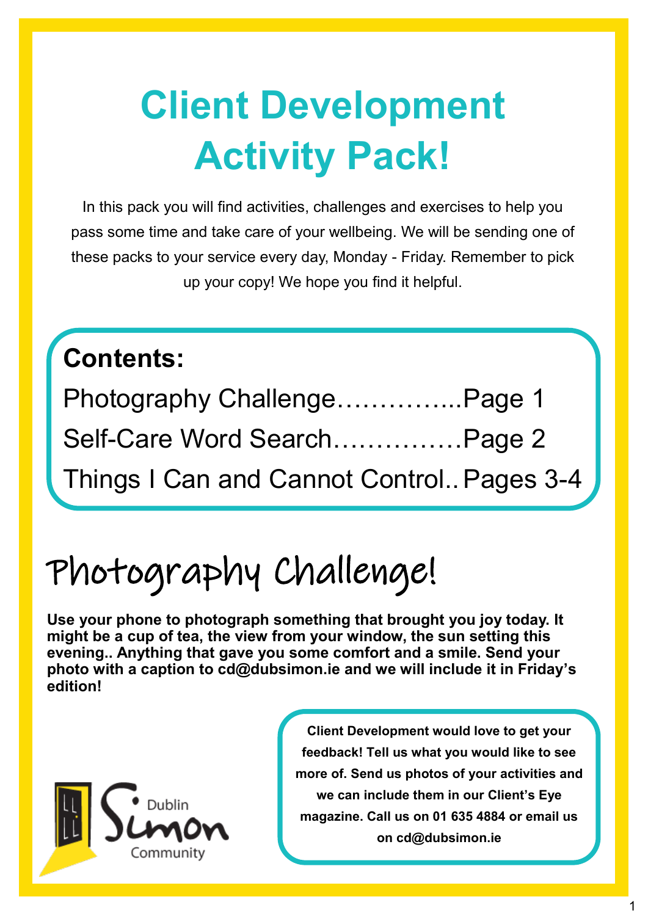# Client Development Activity Pack!

In this pack you will find activities, challenges and exercises to help you pass some time and take care of your wellbeing. We will be sending one of these packs to your service every day, Monday - Friday. Remember to pick up your copy! We hope you find it helpful.

**Contents:**

Photography Challenge…………..Page 1

Self-Care Word Search……………Page 2

Things I Can and Cannot Control..Pages 3-4

## Photography Challenge!

**Use your phone to photograph something that brought you joy today. It might be a cup of tea, the view from your window, the sun setting this evening.. Anything that gave you some comfort and a smile. Send your photo with a caption to cd@dubsimon.ie and we will include it in Friday's edition!**

Dublin Simon Community

**Client Development would love to get your feedback! Tell us what you would like to see more of. Send us photos of your activities and we can include them in our Client's Eye magazine. Call us on 01 635 4884 or email us on cd@dubsimon.ie**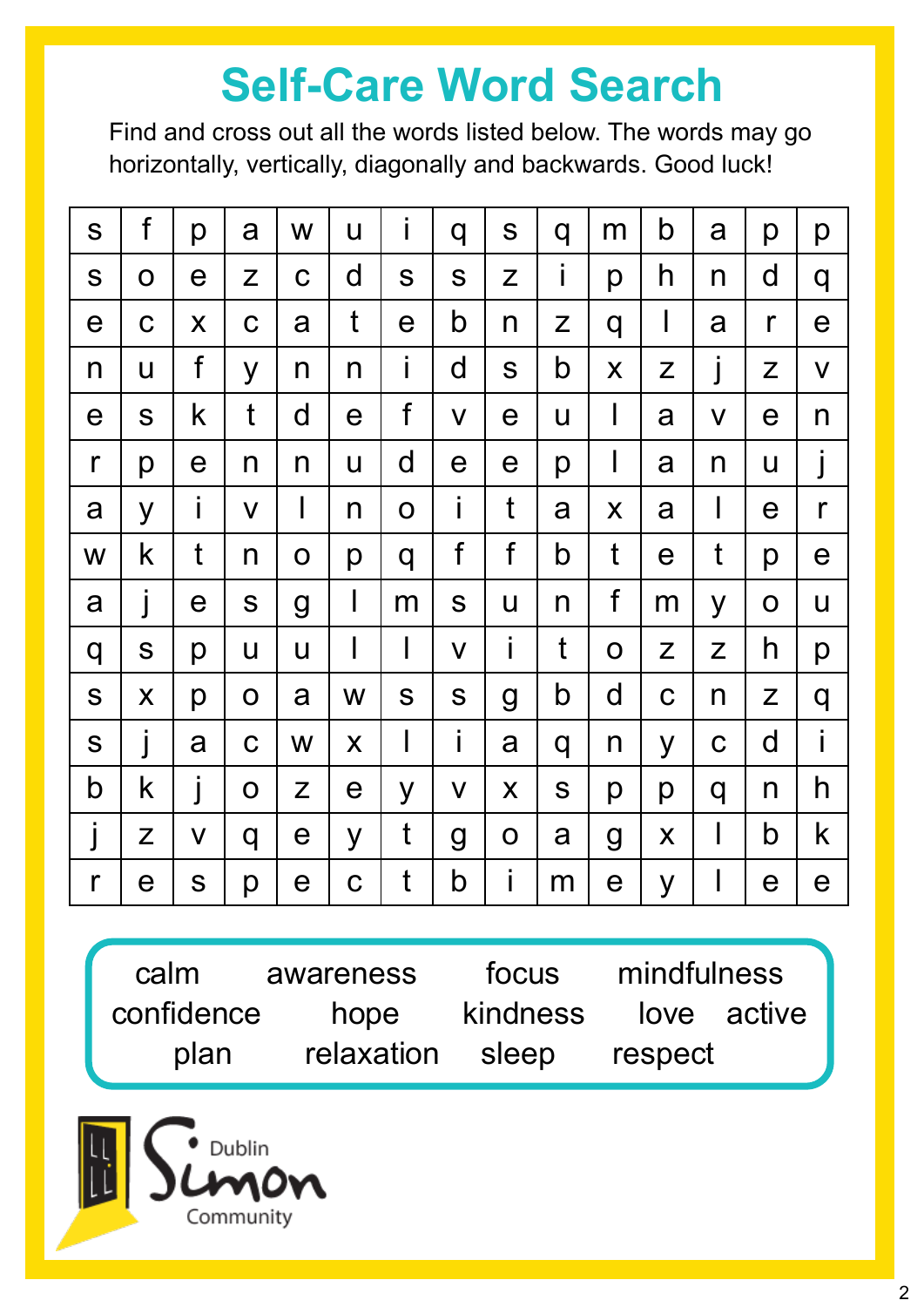# Self-Care Word Search

Find and cross out all the words listed below. The words may go horizontally, vertically, diagonally and backwards. Good luck!

| | | | | | | | | | | | | | | |
|---|---|---|---|---|---|---|---|---|---|---|---|---|---|---|
| s | f | p | a | w | u | i | q | s | q | m | b | a | p | p |
| s | o | e | z | c | d | s | s | z | i | p | h | n | d | q |
| e | c | x | c | a | t | e | b | n | z | q | l | a | r | e |
| n | u | f | y | n | n | i | d | s | b | x | z | j | z | v |
| e | s | k | t | d | e | f | v | e | u | l | a | v | e | n |
| r | p | e | n | n | u | d | e | e | p | l | a | n | u | j |
| a | y | i | v | l | n | o | i | t | a | x | a | l | e | r |
| w | k | t | n | o | p | q | f | f | b | t | e | t | p | e |
| a | j | e | s | g | l | m | s | u | n | f | m | y | o | u |
| q | s | p | u | u | l | l | v | i | t | o | z | z | h | p |
| s | x | p | o | a | w | s | s | g | b | d | c | n | z | q |
| s | j | a | c | w | x | l | i | a | q | n | y | c | d | i |
| b | k | j | o | z | e | y | v | x | s | p | p | q | n | h |
| j | z | v | q | e | y | t | g | o | a | g | x | l | b | k |
| r | e | s | p | e | c | t | b | i | m | e | y | l | e | e |

calm, awareness, focus, mindfulness, confidence, hope, kindness, love, active, plan, relaxation, sleep, respect

Dublin Simon Community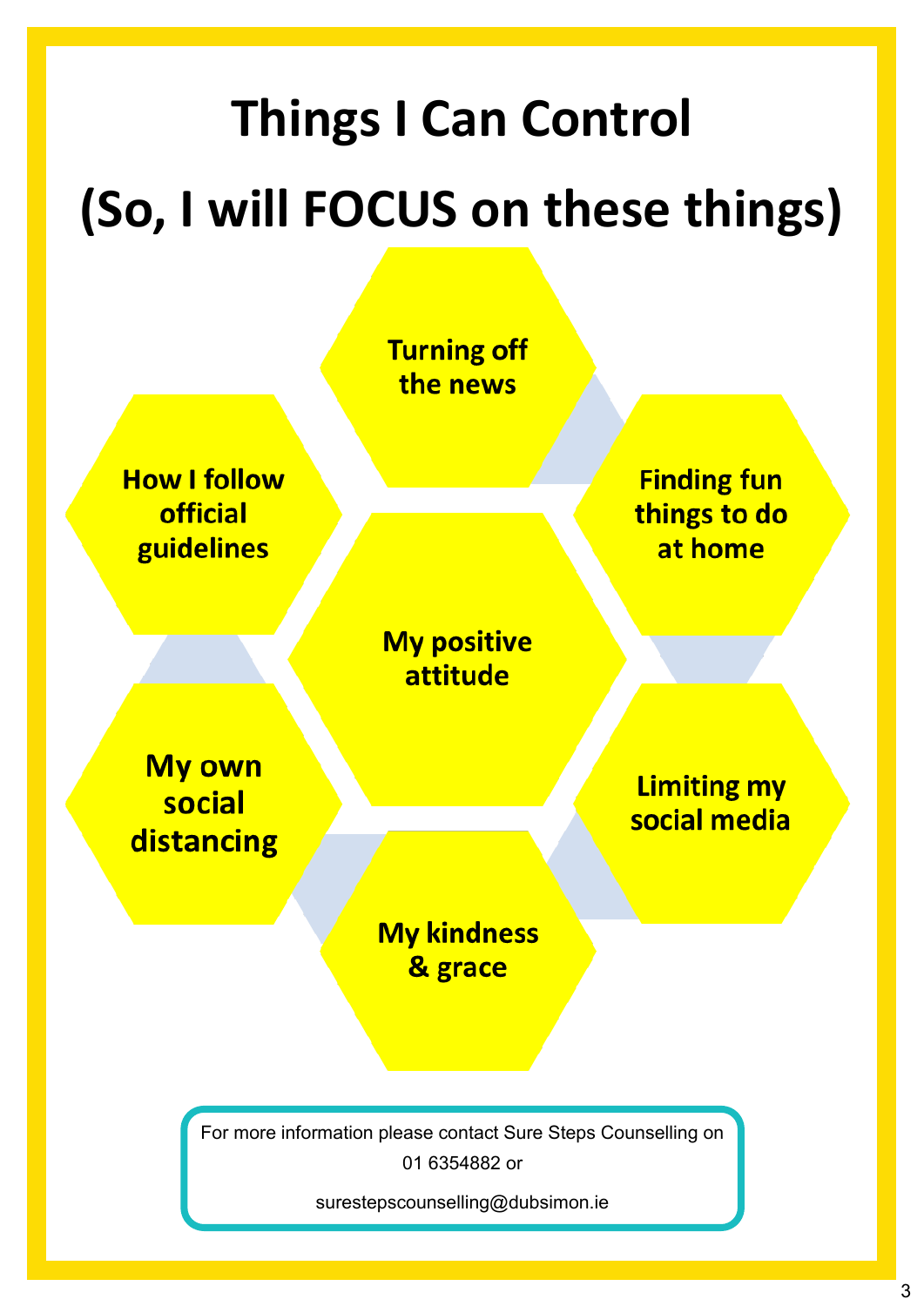# Things I Can Control

# (So, I will FOCUS on these things)

- Turning off the news
- How I follow official guidelines
- Finding fun things to do at home
- My positive attitude
- My own social distancing
- Limiting my social media
- My kindness & grace

For more information please contact Sure Steps Counselling on 01 6354882 or

surestepscounselling@dubsimon.ie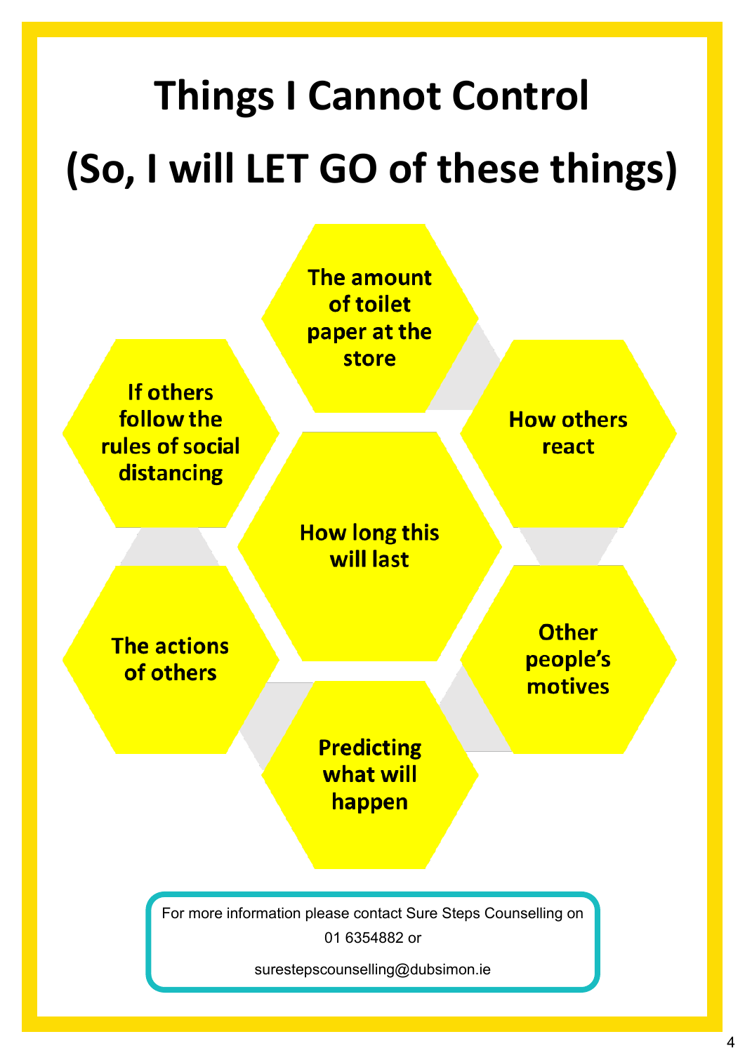# Things I Cannot Control

# (So, I will LET GO of these things)

- The amount of toilet paper at the store
- If others follow the rules of social distancing
- How others react
- How long this will last
- The actions of others
- Other people's motives
- Predicting what will happen

For more information please contact Sure Steps Counselling on 01 6354882 or

surestepscounselling@dubsimon.ie